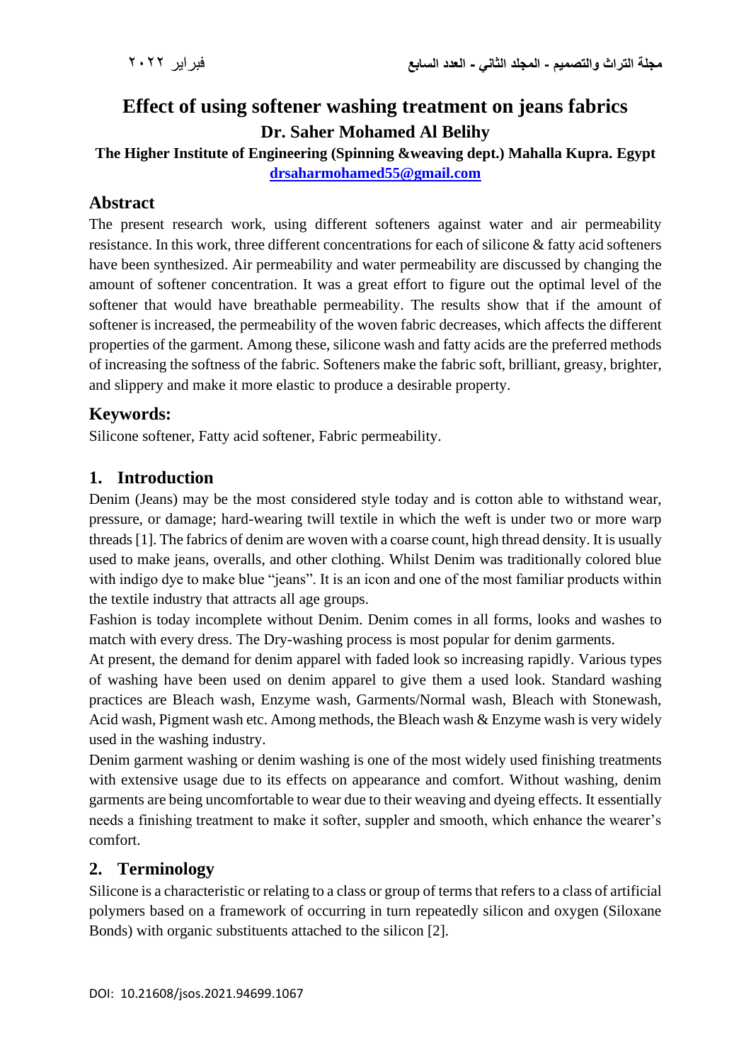# Effect of using softener washing treatment on jeans fabrics

**Dr. Saher Mohamed Al Belihy**

**The Higher Institute of Engineering (Spinning &weaving dept.) Mahalla Kupra. Egypt**

**drsaharmohamed55@gmail.com**

## Abstract

The present research work, using different softeners against water and air permeability resistance. In this work, three different concentrations for each of silicone & fatty acid softeners have been synthesized. Air permeability and water permeability are discussed by changing the amount of softener concentration. It was a great effort to figure out the optimal level of the softener that would have breathable permeability. The results show that if the amount of softener is increased, the permeability of the woven fabric decreases, which affects the different properties of the garment. Among these, silicone wash and fatty acids are the preferred methods of increasing the softness of the fabric. Softeners make the fabric soft, brilliant, greasy, brighter, and slippery and make it more elastic to produce a desirable property.

## Keywords:

Silicone softener, Fatty acid softener, Fabric permeability.

## 1. Introduction

Denim (Jeans) may be the most considered style today and is cotton able to withstand wear, pressure, or damage; hard-wearing twill textile in which the weft is under two or more warp threads [1]. The fabrics of denim are woven with a coarse count, high thread density. It is usually used to make jeans, overalls, and other clothing. Whilst Denim was traditionally colored blue with indigo dye to make blue "jeans". It is an icon and one of the most familiar products within the textile industry that attracts all age groups.

Fashion is today incomplete without Denim. Denim comes in all forms, looks and washes to match with every dress. The Dry-washing process is most popular for denim garments.

At present, the demand for denim apparel with faded look so increasing rapidly. Various types of washing have been used on denim apparel to give them a used look. Standard washing practices are Bleach wash, Enzyme wash, Garments/Normal wash, Bleach with Stonewash, Acid wash, Pigment wash etc. Among methods, the Bleach wash & Enzyme wash is very widely used in the washing industry.

Denim garment washing or denim washing is one of the most widely used finishing treatments with extensive usage due to its effects on appearance and comfort. Without washing, denim garments are being uncomfortable to wear due to their weaving and dyeing effects. It essentially needs a finishing treatment to make it softer, suppler and smooth, which enhance the wearer's comfort.

## 2. Terminology

Silicone is a characteristic or relating to a class or group of terms that refers to a class of artificial polymers based on a framework of occurring in turn repeatedly silicon and oxygen (Siloxane Bonds) with organic substituents attached to the silicon [2].

DOI: 10.21608/jsos.2021.94699.1067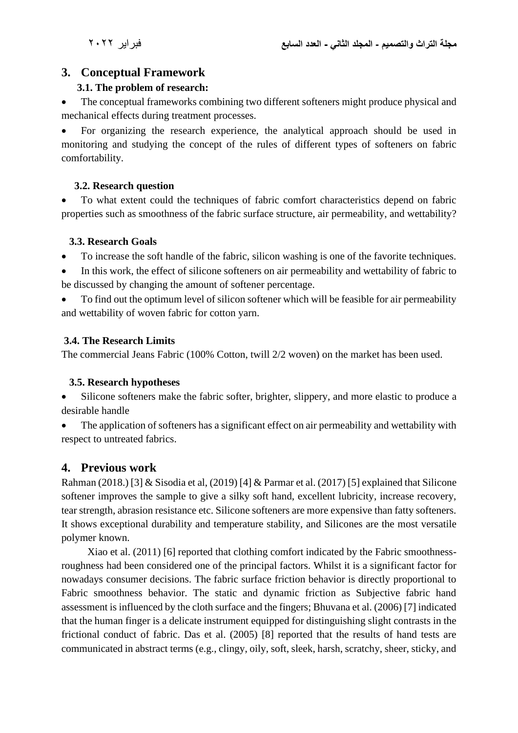## 3. Conceptual Framework

### 3.1. The problem of research:

- The conceptual frameworks combining two different softeners might produce physical and mechanical effects during treatment processes.
- For organizing the research experience, the analytical approach should be used in monitoring and studying the concept of the rules of different types of softeners on fabric comfortability.

### 3.2. Research question

- To what extent could the techniques of fabric comfort characteristics depend on fabric properties such as smoothness of the fabric surface structure, air permeability, and wettability?

### 3.3. Research Goals

- To increase the soft handle of the fabric, silicon washing is one of the favorite techniques.
- In this work, the effect of silicone softeners on air permeability and wettability of fabric to be discussed by changing the amount of softener percentage.
- To find out the optimum level of silicon softener which will be feasible for air permeability and wettability of woven fabric for cotton yarn.

### 3.4. The Research Limits

The commercial Jeans Fabric (100% Cotton, twill 2/2 woven) on the market has been used.

### 3.5. Research hypotheses

- Silicone softeners make the fabric softer, brighter, slippery, and more elastic to produce a desirable handle
- The application of softeners has a significant effect on air permeability and wettability with respect to untreated fabrics.

## 4. Previous work

Rahman (2018.) [3] & Sisodia et al, (2019) [4] & Parmar et al. (2017) [5] explained that Silicone softener improves the sample to give a silky soft hand, excellent lubricity, increase recovery, tear strength, abrasion resistance etc. Silicone softeners are more expensive than fatty softeners. It shows exceptional durability and temperature stability, and Silicones are the most versatile polymer known.

Xiao et al. (2011) [6] reported that clothing comfort indicated by the Fabric smoothness-roughness had been considered one of the principal factors. Whilst it is a significant factor for nowadays consumer decisions. The fabric surface friction behavior is directly proportional to Fabric smoothness behavior. The static and dynamic friction as Subjective fabric hand assessment is influenced by the cloth surface and the fingers; Bhuvana et al. (2006) [7] indicated that the human finger is a delicate instrument equipped for distinguishing slight contrasts in the frictional conduct of fabric. Das et al. (2005) [8] reported that the results of hand tests are communicated in abstract terms (e.g., clingy, oily, soft, sleek, harsh, scratchy, sheer, sticky, and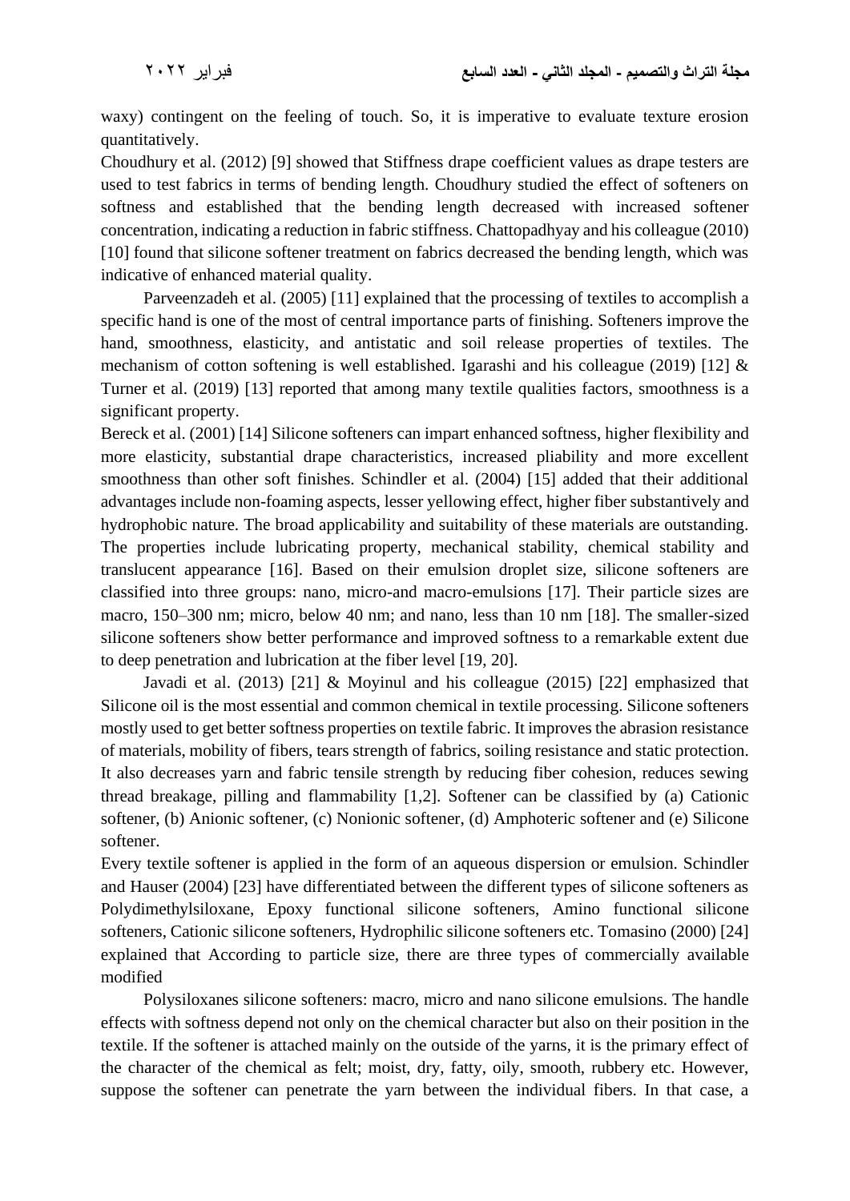waxy) contingent on the feeling of touch. So, it is imperative to evaluate texture erosion quantitatively.

Choudhury et al. (2012) [9] showed that Stiffness drape coefficient values as drape testers are used to test fabrics in terms of bending length. Choudhury studied the effect of softeners on softness and established that the bending length decreased with increased softener concentration, indicating a reduction in fabric stiffness. Chattopadhyay and his colleague (2010) [10] found that silicone softener treatment on fabrics decreased the bending length, which was indicative of enhanced material quality.

Parveenzadeh et al. (2005) [11] explained that the processing of textiles to accomplish a specific hand is one of the most of central importance parts of finishing. Softeners improve the hand, smoothness, elasticity, and antistatic and soil release properties of textiles. The mechanism of cotton softening is well established. Igarashi and his colleague (2019) [12] & Turner et al. (2019) [13] reported that among many textile qualities factors, smoothness is a significant property.

Bereck et al. (2001) [14] Silicone softeners can impart enhanced softness, higher flexibility and more elasticity, substantial drape characteristics, increased pliability and more excellent smoothness than other soft finishes. Schindler et al. (2004) [15] added that their additional advantages include non-foaming aspects, lesser yellowing effect, higher fiber substantively and hydrophobic nature. The broad applicability and suitability of these materials are outstanding. The properties include lubricating property, mechanical stability, chemical stability and translucent appearance [16]. Based on their emulsion droplet size, silicone softeners are classified into three groups: nano, micro-and macro-emulsions [17]. Their particle sizes are macro, 150–300 nm; micro, below 40 nm; and nano, less than 10 nm [18]. The smaller-sized silicone softeners show better performance and improved softness to a remarkable extent due to deep penetration and lubrication at the fiber level [19, 20].

Javadi et al. (2013) [21] & Moyinul and his colleague (2015) [22] emphasized that Silicone oil is the most essential and common chemical in textile processing. Silicone softeners mostly used to get better softness properties on textile fabric. It improves the abrasion resistance of materials, mobility of fibers, tears strength of fabrics, soiling resistance and static protection. It also decreases yarn and fabric tensile strength by reducing fiber cohesion, reduces sewing thread breakage, pilling and flammability [1,2]. Softener can be classified by (a) Cationic softener, (b) Anionic softener, (c) Nonionic softener, (d) Amphoteric softener and (e) Silicone softener.

Every textile softener is applied in the form of an aqueous dispersion or emulsion. Schindler and Hauser (2004) [23] have differentiated between the different types of silicone softeners as Polydimethylsiloxane, Epoxy functional silicone softeners, Amino functional silicone softeners, Cationic silicone softeners, Hydrophilic silicone softeners etc. Tomasino (2000) [24] explained that According to particle size, there are three types of commercially available modified

Polysiloxanes silicone softeners: macro, micro and nano silicone emulsions. The handle effects with softness depend not only on the chemical character but also on their position in the textile. If the softener is attached mainly on the outside of the yarns, it is the primary effect of the character of the chemical as felt; moist, dry, fatty, oily, smooth, rubbery etc. However, suppose the softener can penetrate the yarn between the individual fibers. In that case, a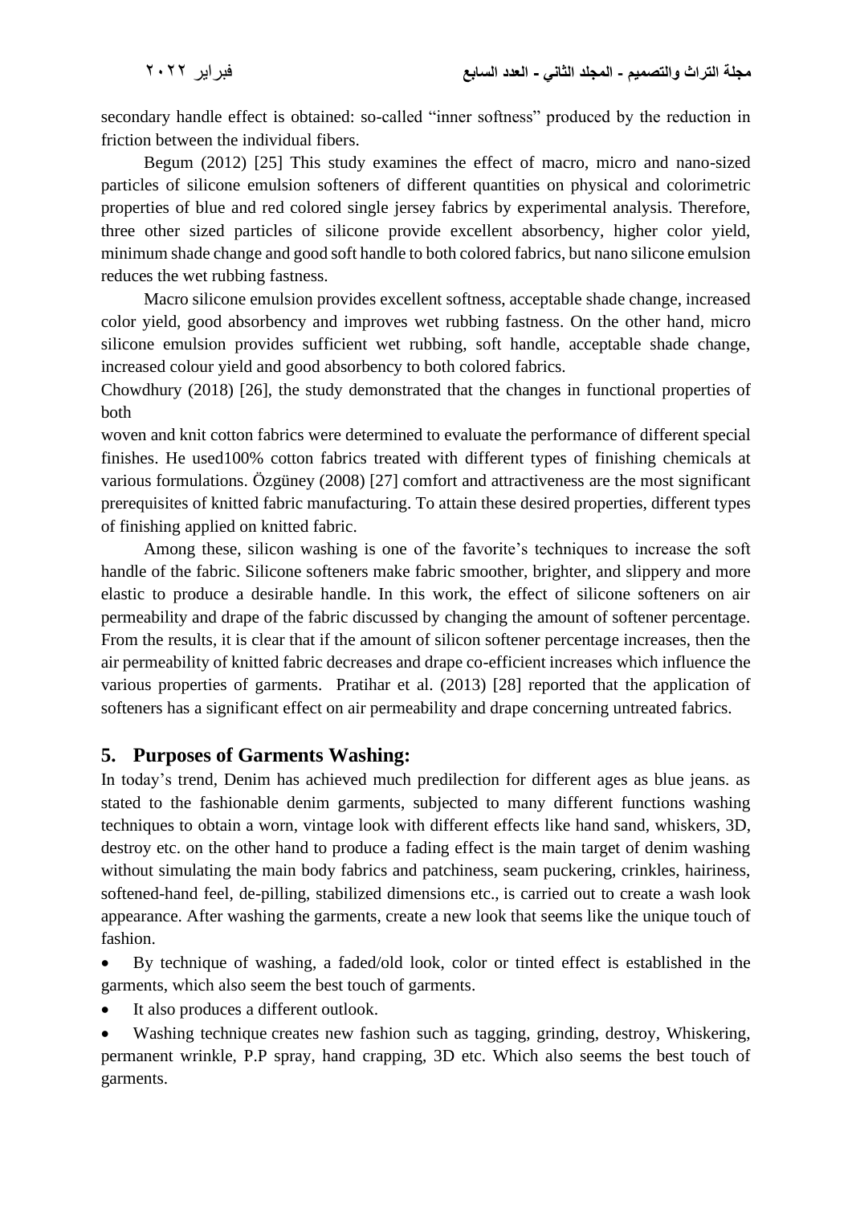secondary handle effect is obtained: so-called "inner softness" produced by the reduction in friction between the individual fibers.

Begum (2012) [25] This study examines the effect of macro, micro and nano-sized particles of silicone emulsion softeners of different quantities on physical and colorimetric properties of blue and red colored single jersey fabrics by experimental analysis. Therefore, three other sized particles of silicone provide excellent absorbency, higher color yield, minimum shade change and good soft handle to both colored fabrics, but nano silicone emulsion reduces the wet rubbing fastness.

Macro silicone emulsion provides excellent softness, acceptable shade change, increased color yield, good absorbency and improves wet rubbing fastness. On the other hand, micro silicone emulsion provides sufficient wet rubbing, soft handle, acceptable shade change, increased colour yield and good absorbency to both colored fabrics.

Chowdhury (2018) [26], the study demonstrated that the changes in functional properties of both

woven and knit cotton fabrics were determined to evaluate the performance of different special finishes. He used100% cotton fabrics treated with different types of finishing chemicals at various formulations. Özgüney (2008) [27] comfort and attractiveness are the most significant prerequisites of knitted fabric manufacturing. To attain these desired properties, different types of finishing applied on knitted fabric.

Among these, silicon washing is one of the favorite's techniques to increase the soft handle of the fabric. Silicone softeners make fabric smoother, brighter, and slippery and more elastic to produce a desirable handle. In this work, the effect of silicone softeners on air permeability and drape of the fabric discussed by changing the amount of softener percentage. From the results, it is clear that if the amount of silicon softener percentage increases, then the air permeability of knitted fabric decreases and drape co-efficient increases which influence the various properties of garments. Pratihar et al. (2013) [28] reported that the application of softeners has a significant effect on air permeability and drape concerning untreated fabrics.

## 5. Purposes of Garments Washing:

In today's trend, Denim has achieved much predilection for different ages as blue jeans. as stated to the fashionable denim garments, subjected to many different functions washing techniques to obtain a worn, vintage look with different effects like hand sand, whiskers, 3D, destroy etc. on the other hand to produce a fading effect is the main target of denim washing without simulating the main body fabrics and patchiness, seam puckering, crinkles, hairiness, softened-hand feel, de-pilling, stabilized dimensions etc., is carried out to create a wash look appearance. After washing the garments, create a new look that seems like the unique touch of fashion.

- By technique of washing, a faded/old look, color or tinted effect is established in the garments, which also seem the best touch of garments.
- It also produces a different outlook.
- Washing technique creates new fashion such as tagging, grinding, destroy, Whiskering, permanent wrinkle, P.P spray, hand crapping, 3D etc. Which also seems the best touch of garments.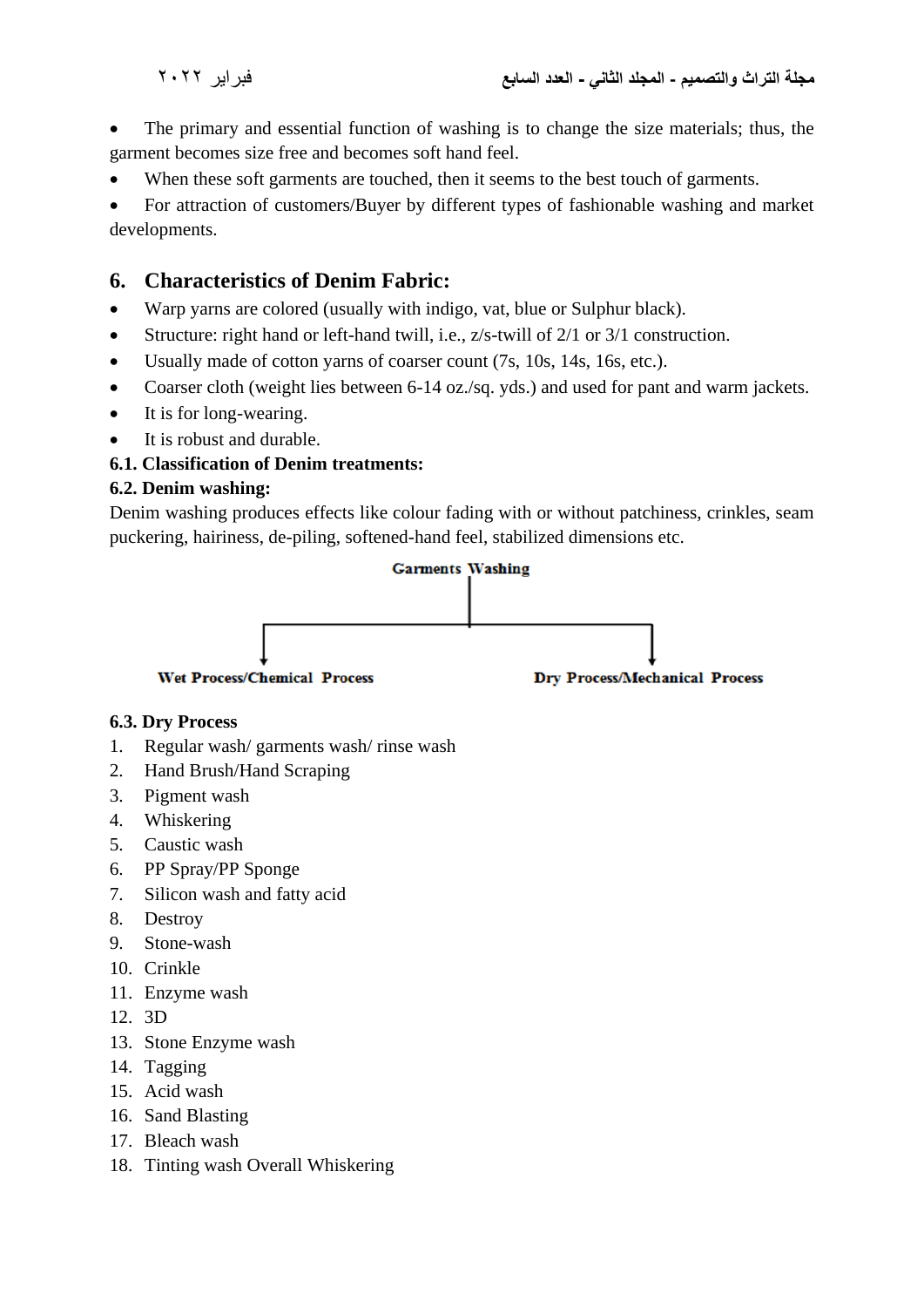- The primary and essential function of washing is to change the size materials; thus, the garment becomes size free and becomes soft hand feel.
- When these soft garments are touched, then it seems to the best touch of garments.
- For attraction of customers/Buyer by different types of fashionable washing and market developments.

## 6. Characteristics of Denim Fabric:

- Warp yarns are colored (usually with indigo, vat, blue or Sulphur black).
- Structure: right hand or left-hand twill, i.e., z/s-twill of 2/1 or 3/1 construction.
- Usually made of cotton yarns of coarser count (7s, 10s, 14s, 16s, etc.).
- Coarser cloth (weight lies between 6-14 oz./sq. yds.) and used for pant and warm jackets.
- It is for long-wearing.
- It is robust and durable.

### 6.1. Classification of Denim treatments:

### 6.2. Denim washing:

Denim washing produces effects like colour fading with or without patchiness, crinkles, seam puckering, hairiness, de-piling, softened-hand feel, stabilized dimensions etc.

Garments Washing

- Wet Process/Chemical Process
- Dry Process/Mechanical Process

### 6.3. Dry Process

1. Regular wash/ garments wash/ rinse wash
2. Hand Brush/Hand Scraping
3. Pigment wash
4. Whiskering
5. Caustic wash
6. PP Spray/PP Sponge
7. Silicon wash and fatty acid
8. Destroy
9. Stone-wash
10. Crinkle
11. Enzyme wash
12. 3D
13. Stone Enzyme wash
14. Tagging
15. Acid wash
16. Sand Blasting
17. Bleach wash
18. Tinting wash Overall Whiskering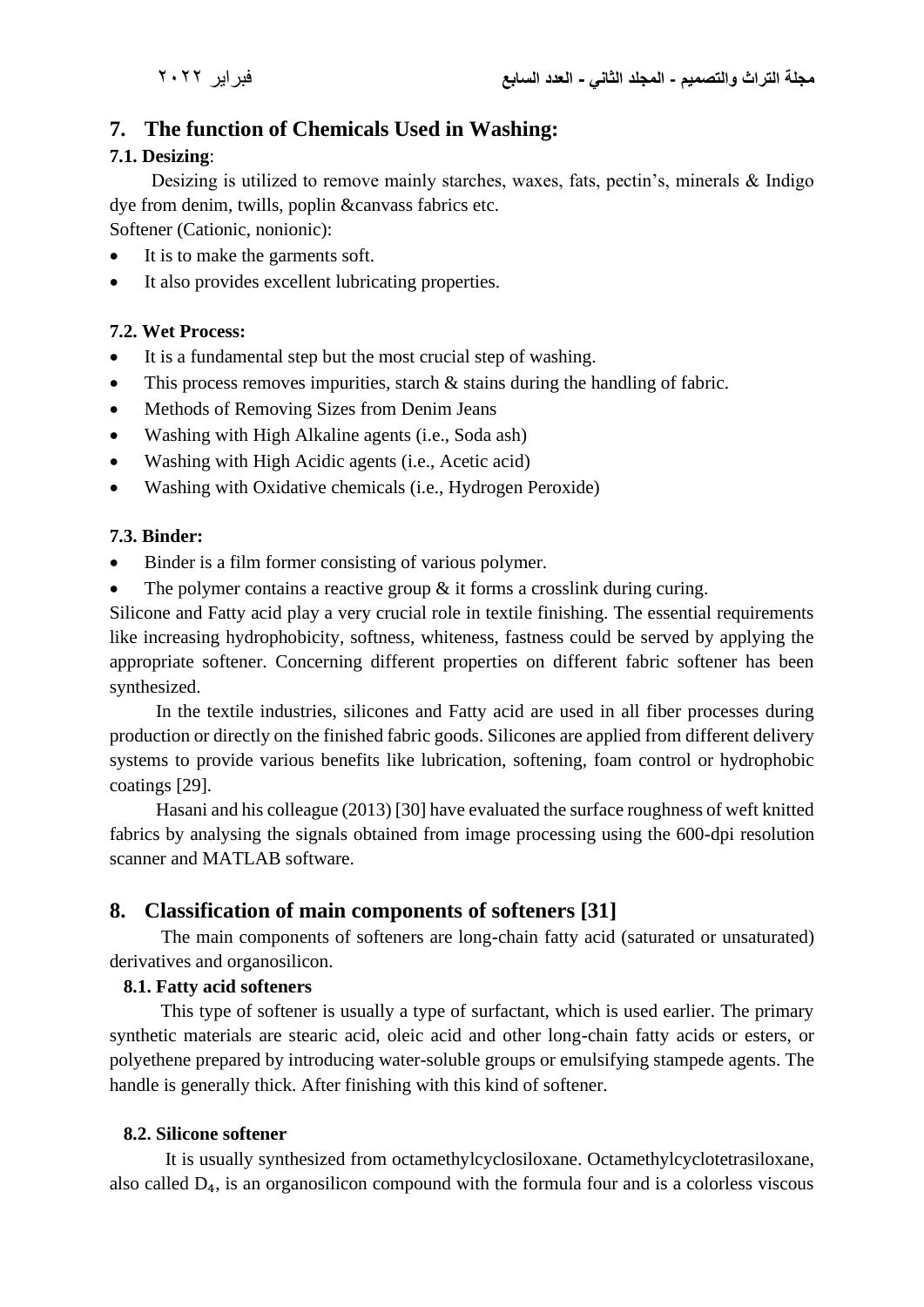## 7. The function of Chemicals Used in Washing:

### 7.1. Desizing:

Desizing is utilized to remove mainly starches, waxes, fats, pectin's, minerals & Indigo dye from denim, twills, poplin &canvass fabrics etc.

Softener (Cationic, nonionic):

- It is to make the garments soft.
- It also provides excellent lubricating properties.

### 7.2. Wet Process:

- It is a fundamental step but the most crucial step of washing.
- This process removes impurities, starch & stains during the handling of fabric.
- Methods of Removing Sizes from Denim Jeans
- Washing with High Alkaline agents (i.e., Soda ash)
- Washing with High Acidic agents (i.e., Acetic acid)
- Washing with Oxidative chemicals (i.e., Hydrogen Peroxide)

### 7.3. Binder:

- Binder is a film former consisting of various polymer.
- The polymer contains a reactive group & it forms a crosslink during curing.

Silicone and Fatty acid play a very crucial role in textile finishing. The essential requirements like increasing hydrophobicity, softness, whiteness, fastness could be served by applying the appropriate softener. Concerning different properties on different fabric softener has been synthesized.

In the textile industries, silicones and Fatty acid are used in all fiber processes during production or directly on the finished fabric goods. Silicones are applied from different delivery systems to provide various benefits like lubrication, softening, foam control or hydrophobic coatings [29].

Hasani and his colleague (2013) [30] have evaluated the surface roughness of weft knitted fabrics by analysing the signals obtained from image processing using the 600-dpi resolution scanner and MATLAB software.

## 8. Classification of main components of softeners [31]

The main components of softeners are long-chain fatty acid (saturated or unsaturated) derivatives and organosilicon.

### 8.1. Fatty acid softeners

This type of softener is usually a type of surfactant, which is used earlier. The primary synthetic materials are stearic acid, oleic acid and other long-chain fatty acids or esters, or polyethene prepared by introducing water-soluble groups or emulsifying stampede agents. The handle is generally thick. After finishing with this kind of softener.

### 8.2. Silicone softener

It is usually synthesized from octamethylcyclosiloxane. Octamethylcyclotetrasiloxane, also called $D_4$, is an organosilicon compound with the formula four and is a colorless viscous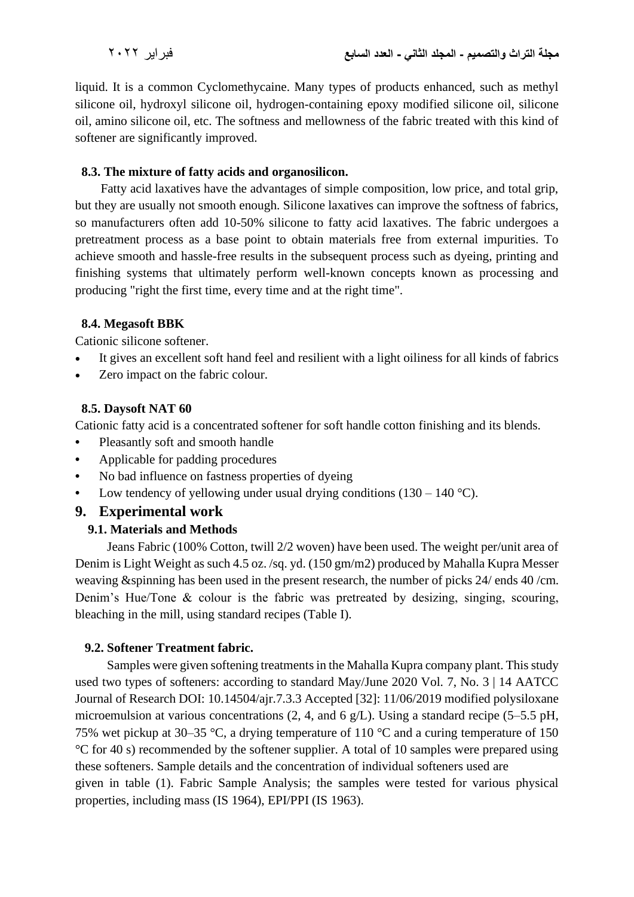liquid. It is a common Cyclomethycaine. Many types of products enhanced, such as methyl silicone oil, hydroxyl silicone oil, hydrogen-containing epoxy modified silicone oil, silicone oil, amino silicone oil, etc. The softness and mellowness of the fabric treated with this kind of softener are significantly improved.

### 8.3. The mixture of fatty acids and organosilicon.

Fatty acid laxatives have the advantages of simple composition, low price, and total grip, but they are usually not smooth enough. Silicone laxatives can improve the softness of fabrics, so manufacturers often add 10-50% silicone to fatty acid laxatives. The fabric undergoes a pretreatment process as a base point to obtain materials free from external impurities. To achieve smooth and hassle-free results in the subsequent process such as dyeing, printing and finishing systems that ultimately perform well-known concepts known as processing and producing "right the first time, every time and at the right time".

### 8.4. Megasoft BBK

Cationic silicone softener.

- It gives an excellent soft hand feel and resilient with a light oiliness for all kinds of fabrics
- Zero impact on the fabric colour.

### 8.5. Daysoft NAT 60

Cationic fatty acid is a concentrated softener for soft handle cotton finishing and its blends.

- Pleasantly soft and smooth handle
- Applicable for padding procedures
- No bad influence on fastness properties of dyeing
- Low tendency of yellowing under usual drying conditions (130 – 140 °C).

## 9. Experimental work

### 9.1. Materials and Methods

Jeans Fabric (100% Cotton, twill 2/2 woven) have been used. The weight per/unit area of Denim is Light Weight as such 4.5 oz. /sq. yd. (150 gm/m2) produced by Mahalla Kupra Messer weaving &spinning has been used in the present research, the number of picks 24/ ends 40 /cm. Denim's Hue/Tone & colour is the fabric was pretreated by desizing, singing, scouring, bleaching in the mill, using standard recipes (Table I).

### 9.2. Softener Treatment fabric.

Samples were given softening treatments in the Mahalla Kupra company plant. This study used two types of softeners: according to standard May/June 2020 Vol. 7, No. 3 | 14 AATCC Journal of Research DOI: 10.14504/ajr.7.3.3 Accepted [32]: 11/06/2019 modified polysiloxane microemulsion at various concentrations (2, 4, and 6 g/L). Using a standard recipe (5–5.5 pH, 75% wet pickup at 30–35 °C, a drying temperature of 110 °C and a curing temperature of 150 °C for 40 s) recommended by the softener supplier. A total of 10 samples were prepared using these softeners. Sample details and the concentration of individual softeners used are given in table (1). Fabric Sample Analysis; the samples were tested for various physical properties, including mass (IS 1964), EPI/PPI (IS 1963).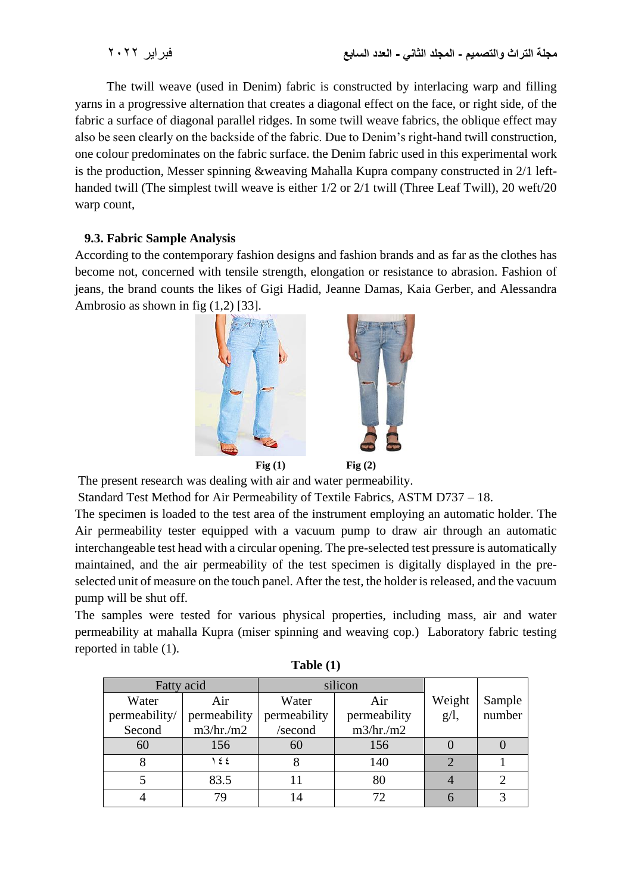The twill weave (used in Denim) fabric is constructed by interlacing warp and filling yarns in a progressive alternation that creates a diagonal effect on the face, or right side, of the fabric a surface of diagonal parallel ridges. In some twill weave fabrics, the oblique effect may also be seen clearly on the backside of the fabric. Due to Denim's right-hand twill construction, one colour predominates on the fabric surface. the Denim fabric used in this experimental work is the production, Messer spinning &weaving Mahalla Kupra company constructed in 2/1 left-handed twill (The simplest twill weave is either 1/2 or 2/1 twill (Three Leaf Twill), 20 weft/20 warp count,

### 9.3. Fabric Sample Analysis

According to the contemporary fashion designs and fashion brands and as far as the clothes has become not, concerned with tensile strength, elongation or resistance to abrasion. Fashion of jeans, the brand counts the likes of Gigi Hadid, Jeanne Damas, Kaia Gerber, and Alessandra Ambrosio as shown in fig (1,2) [33].

**Fig (1)** **Fig (2)**

The present research was dealing with air and water permeability.

Standard Test Method for Air Permeability of Textile Fabrics, ASTM D737 – 18.

The specimen is loaded to the test area of the instrument employing an automatic holder. The Air permeability tester equipped with a vacuum pump to draw air through an automatic interchangeable test head with a circular opening. The pre-selected test pressure is automatically maintained, and the air permeability of the test specimen is digitally displayed in the pre-selected unit of measure on the touch panel. After the test, the holder is released, and the vacuum pump will be shut off.

The samples were tested for various physical properties, including mass, air and water permeability at mahalla Kupra (miser spinning and weaving cop.) Laboratory fabric testing reported in table (1).

**Table (1)**

| Fatty acid | | silicon | | Weight g/l, | Sample number |
|---|---|---|---|---|---|
| Water permeability/ Second | Air permeability m3/hr./m2 | Water permeability /second | Air permeability m3/hr./m2 | | |
| 60 | 156 | 60 | 156 | 0 | 0 |
| 8 | ١٤٤ | 8 | 140 | 2 | 1 |
| 5 | 83.5 | 11 | 80 | 4 | 2 |
| 4 | 79 | 14 | 72 | 6 | 3 |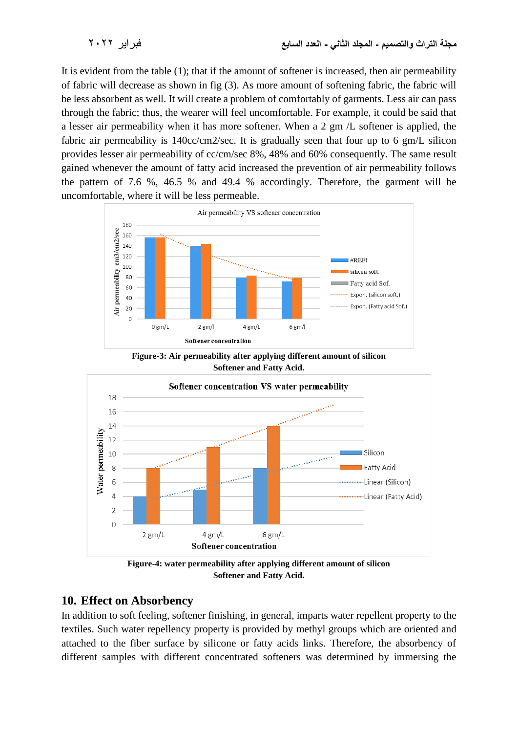It is evident from the table (1); that if the amount of softener is increased, then air permeability of fabric will decrease as shown in fig (3). As more amount of softening fabric, the fabric will be less absorbent as well. It will create a problem of comfortably of garments. Less air can pass through the fabric; thus, the wearer will feel uncomfortable. For example, it could be said that a lesser air permeability when it has more softener. When a 2 gm /L softener is applied, the fabric air permeability is 140cc/cm2/sec. It is gradually seen that four up to 6 gm/L silicon provides lesser air permeability of cc/cm/sec 8%, 48% and 60% consequently. The same result gained whenever the amount of fatty acid increased the prevention of air permeability follows the pattern of 7.6 %, 46.5 % and 49.4 % accordingly. Therefore, the garment will be uncomfortable, where it will be less permeable.

**Figure-3: Air permeability after applying different amount of silicon Softener and Fatty Acid.**

**Figure-4: water permeability after applying different amount of silicon Softener and Fatty Acid.**

## 10. Effect on Absorbency

In addition to soft feeling, softener finishing, in general, imparts water repellent property to the textiles. Such water repellency property is provided by methyl groups which are oriented and attached to the fiber surface by silicone or fatty acids links. Therefore, the absorbency of different samples with different concentrated softeners was determined by immersing the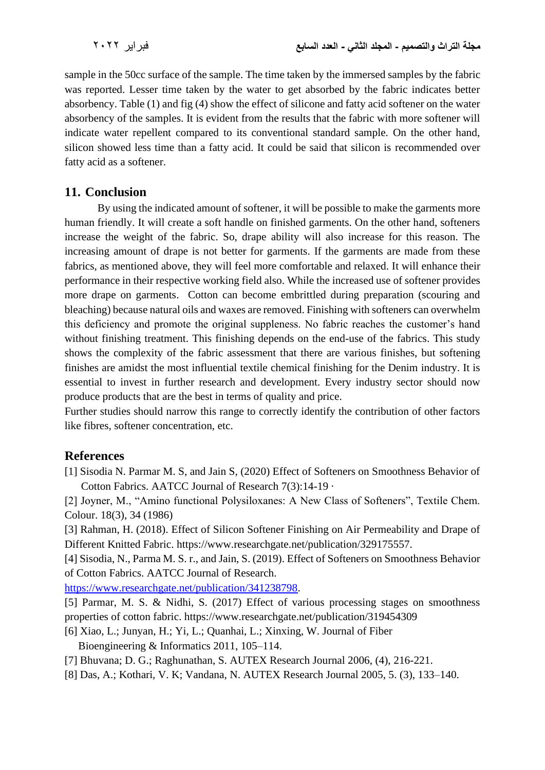sample in the 50cc surface of the sample. The time taken by the immersed samples by the fabric was reported. Lesser time taken by the water to get absorbed by the fabric indicates better absorbency. Table (1) and fig (4) show the effect of silicone and fatty acid softener on the water absorbency of the samples. It is evident from the results that the fabric with more softener will indicate water repellent compared to its conventional standard sample. On the other hand, silicon showed less time than a fatty acid. It could be said that silicon is recommended over fatty acid as a softener.

## 11. Conclusion

By using the indicated amount of softener, it will be possible to make the garments more human friendly. It will create a soft handle on finished garments. On the other hand, softeners increase the weight of the fabric. So, drape ability will also increase for this reason. The increasing amount of drape is not better for garments. If the garments are made from these fabrics, as mentioned above, they will feel more comfortable and relaxed. It will enhance their performance in their respective working field also. While the increased use of softener provides more drape on garments. Cotton can become embrittled during preparation (scouring and bleaching) because natural oils and waxes are removed. Finishing with softeners can overwhelm this deficiency and promote the original suppleness. No fabric reaches the customer's hand without finishing treatment. This finishing depends on the end-use of the fabrics. This study shows the complexity of the fabric assessment that there are various finishes, but softening finishes are amidst the most influential textile chemical finishing for the Denim industry. It is essential to invest in further research and development. Every industry sector should now produce products that are the best in terms of quality and price.

Further studies should narrow this range to correctly identify the contribution of other factors like fibres, softener concentration, etc.

## References

[1] Sisodia N. Parmar M. S, and Jain S, (2020) Effect of Softeners on Smoothness Behavior of Cotton Fabrics. AATCC Journal of Research 7(3):14-19 ·

[2] Joyner, M., "Amino functional Polysiloxanes: A New Class of Softeners", Textile Chem. Colour. 18(3), 34 (1986)

[3] Rahman, H. (2018). Effect of Silicon Softener Finishing on Air Permeability and Drape of Different Knitted Fabric. https://www.researchgate.net/publication/329175557.

[4] Sisodia, N., Parma M. S. r., and Jain, S. (2019). Effect of Softeners on Smoothness Behavior of Cotton Fabrics. AATCC Journal of Research. https://www.researchgate.net/publication/341238798.

[5] Parmar, M. S. & Nidhi, S. (2017) Effect of various processing stages on smoothness properties of cotton fabric. https://www.researchgate.net/publication/319454309

[6] Xiao, L.; Junyan, H.; Yi, L.; Quanhai, L.; Xinxing, W. Journal of Fiber Bioengineering & Informatics 2011, 105–114.

[7] Bhuvana; D. G.; Raghunathan, S. AUTEX Research Journal 2006, (4), 216-221.

[8] Das, A.; Kothari, V. K; Vandana, N. AUTEX Research Journal 2005, 5. (3), 133–140.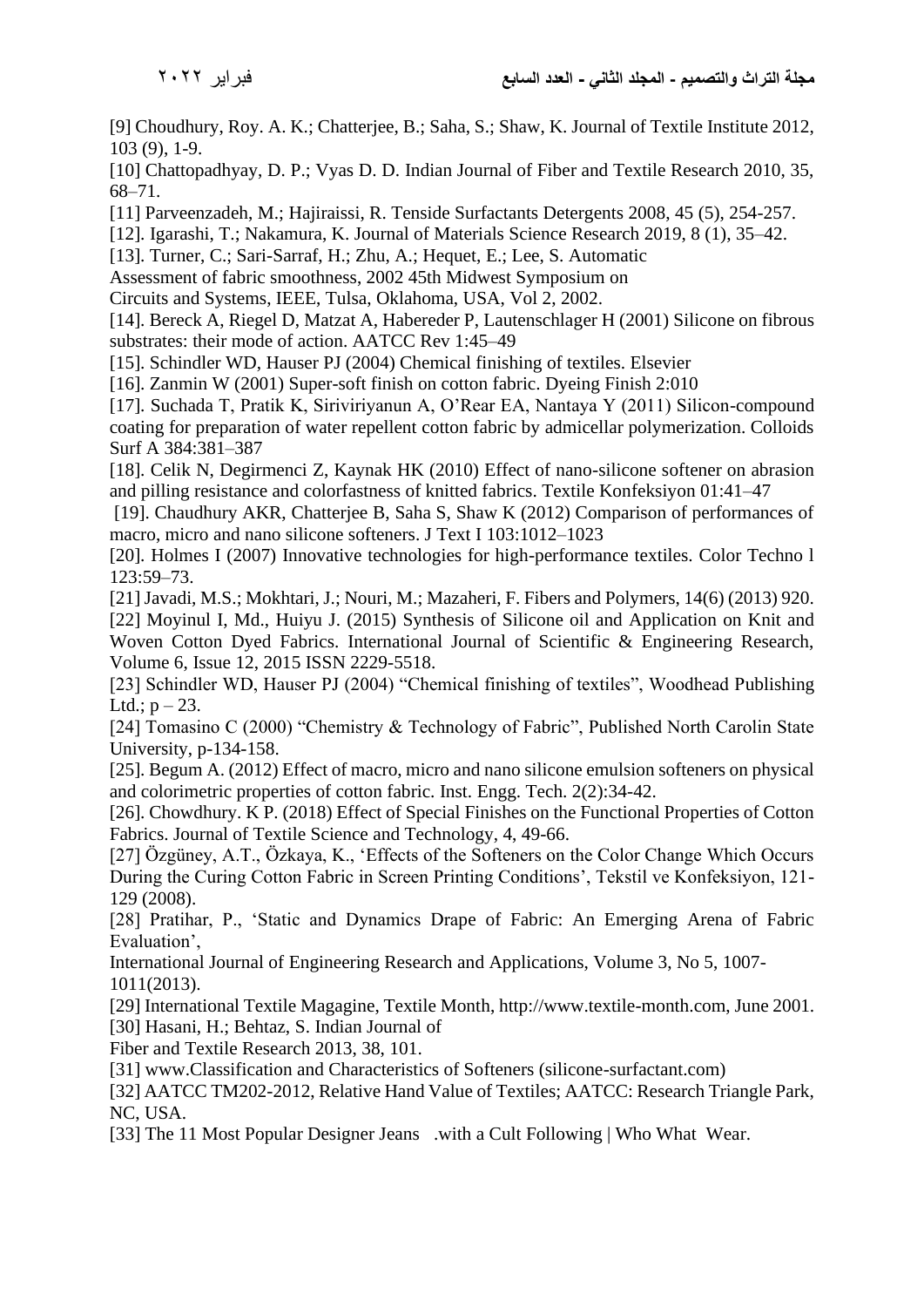[9] Choudhury, Roy. A. K.; Chatterjee, B.; Saha, S.; Shaw, K. Journal of Textile Institute 2012, 103 (9), 1-9.

[10] Chattopadhyay, D. P.; Vyas D. D. Indian Journal of Fiber and Textile Research 2010, 35, 68–71.

[11] Parveenzadeh, M.; Hajiraissi, R. Tenside Surfactants Detergents 2008, 45 (5), 254-257.

[12]. Igarashi, T.; Nakamura, K. Journal of Materials Science Research 2019, 8 (1), 35–42.

[13]. Turner, C.; Sari-Sarraf, H.; Zhu, A.; Hequet, E.; Lee, S. Automatic Assessment of fabric smoothness, 2002 45th Midwest Symposium on Circuits and Systems, IEEE, Tulsa, Oklahoma, USA, Vol 2, 2002.

[14]. Bereck A, Riegel D, Matzat A, Habereder P, Lautenschlager H (2001) Silicone on fibrous substrates: their mode of action. AATCC Rev 1:45–49

[15]. Schindler WD, Hauser PJ (2004) Chemical finishing of textiles. Elsevier

[16]. Zanmin W (2001) Super-soft finish on cotton fabric. Dyeing Finish 2:010

[17]. Suchada T, Pratik K, Siriviriyanun A, O'Rear EA, Nantaya Y (2011) Silicon-compound coating for preparation of water repellent cotton fabric by admicellar polymerization. Colloids Surf A 384:381–387

[18]. Celik N, Degirmenci Z, Kaynak HK (2010) Effect of nano-silicone softener on abrasion and pilling resistance and colorfastness of knitted fabrics. Textile Konfeksiyon 01:41–47

[19]. Chaudhury AKR, Chatterjee B, Saha S, Shaw K (2012) Comparison of performances of macro, micro and nano silicone softeners. J Text I 103:1012–1023

[20]. Holmes I (2007) Innovative technologies for high-performance textiles. Color Techno l 123:59–73.

[21] Javadi, M.S.; Mokhtari, J.; Nouri, M.; Mazaheri, F. Fibers and Polymers, 14(6) (2013) 920.

[22] Moyinul I, Md., Huiyu J. (2015) Synthesis of Silicone oil and Application on Knit and Woven Cotton Dyed Fabrics. International Journal of Scientific & Engineering Research, Volume 6, Issue 12, 2015 ISSN 2229-5518.

[23] Schindler WD, Hauser PJ (2004) "Chemical finishing of textiles", Woodhead Publishing Ltd.; p – 23.

[24] Tomasino C (2000) "Chemistry & Technology of Fabric", Published North Carolin State University, p-134-158.

[25]. Begum A. (2012) Effect of macro, micro and nano silicone emulsion softeners on physical and colorimetric properties of cotton fabric. Inst. Engg. Tech. 2(2):34-42.

[26]. Chowdhury. K P. (2018) Effect of Special Finishes on the Functional Properties of Cotton Fabrics. Journal of Textile Science and Technology, 4, 49-66.

[27] Özgüney, A.T., Özkaya, K., 'Effects of the Softeners on the Color Change Which Occurs During the Curing Cotton Fabric in Screen Printing Conditions', Tekstil ve Konfeksiyon, 121-129 (2008).

[28] Pratihar, P., 'Static and Dynamics Drape of Fabric: An Emerging Arena of Fabric Evaluation', International Journal of Engineering Research and Applications, Volume 3, No 5, 1007-1011(2013).

[29] International Textile Magagine, Textile Month, http://www.textile-month.com, June 2001.

[30] Hasani, H.; Behtaz, S. Indian Journal of Fiber and Textile Research 2013, 38, 101.

[31] www.Classification and Characteristics of Softeners (silicone-surfactant.com)

[32] AATCC TM202-2012, Relative Hand Value of Textiles; AATCC: Research Triangle Park, NC, USA.

[33] The 11 Most Popular Designer Jeans .with a Cult Following | Who What Wear.